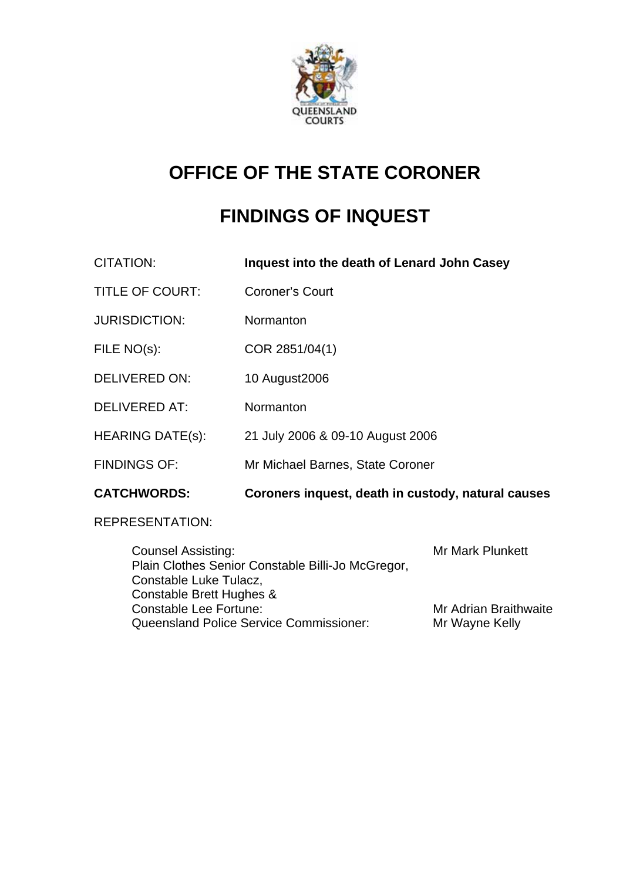# OFFICE OF THE STATE CORONER

# FINDINGS OF INQUEST

| | |
|---|---|
| CITATION: | **Inquest into the death of Lenard John Casey** |
| TITLE OF COURT: | Coroner's Court |
| JURISDICTION: | Normanton |
| FILE NO(s): | COR 2851/04(1) |
| DELIVERED ON: | 10 August2006 |
| DELIVERED AT: | Normanton |
| HEARING DATE(s): | 21 July 2006 & 09-10 August 2006 |
| FINDINGS OF: | Mr Michael Barnes, State Coroner |
| **CATCHWORDS:** | **Coroners inquest, death in custody, natural causes** |

REPRESENTATION:

| | |
|---|---|
| Counsel Assisting: | Mr Mark Plunkett |
| Plain Clothes Senior Constable Billi-Jo McGregor, Constable Luke Tulacz, Constable Brett Hughes & Constable Lee Fortune: | Mr Adrian Braithwaite |
| Queensland Police Service Commissioner: | Mr Wayne Kelly |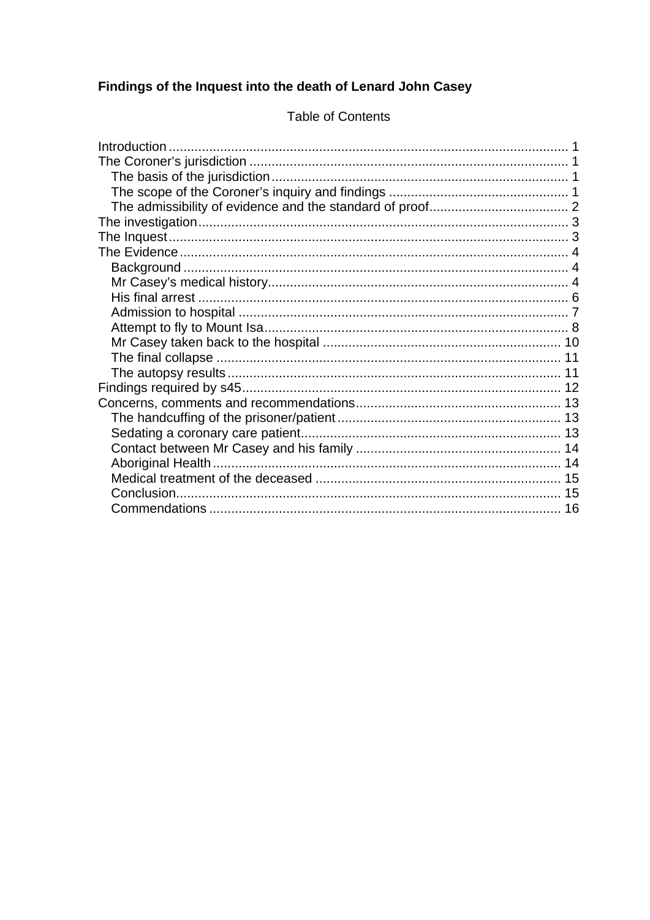**Findings of the Inquest into the death of Lenard John Casey**

Table of Contents

Introduction .......... 1
The Coroner's jurisdiction .......... 1
  The basis of the jurisdiction .......... 1
  The scope of the Coroner's inquiry and findings .......... 1
  The admissibility of evidence and the standard of proof .......... 2
The investigation .......... 3
The Inquest .......... 3
The Evidence .......... 4
  Background .......... 4
  Mr Casey's medical history .......... 4
  His final arrest .......... 6
  Admission to hospital .......... 7
  Attempt to fly to Mount Isa .......... 8
  Mr Casey taken back to the hospital .......... 10
  The final collapse .......... 11
  The autopsy results .......... 11
Findings required by s45 .......... 12
Concerns, comments and recommendations .......... 13
  The handcuffing of the prisoner/patient .......... 13
  Sedating a coronary care patient .......... 13
  Contact between Mr Casey and his family .......... 14
  Aboriginal Health .......... 14
  Medical treatment of the deceased .......... 15
  Conclusion .......... 15
  Commendations .......... 16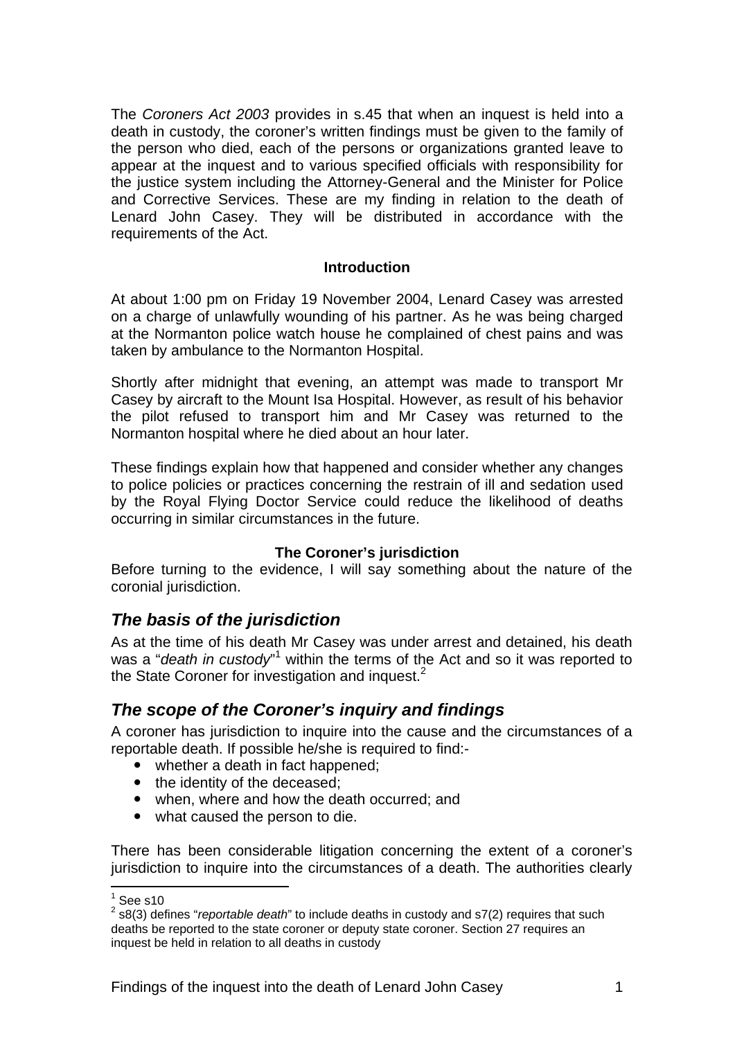The *Coroners Act 2003* provides in s.45 that when an inquest is held into a death in custody, the coroner's written findings must be given to the family of the person who died, each of the persons or organizations granted leave to appear at the inquest and to various specified officials with responsibility for the justice system including the Attorney-General and the Minister for Police and Corrective Services. These are my finding in relation to the death of Lenard John Casey. They will be distributed in accordance with the requirements of the Act.

**Introduction**

At about 1:00 pm on Friday 19 November 2004, Lenard Casey was arrested on a charge of unlawfully wounding of his partner. As he was being charged at the Normanton police watch house he complained of chest pains and was taken by ambulance to the Normanton Hospital.

Shortly after midnight that evening, an attempt was made to transport Mr Casey by aircraft to the Mount Isa Hospital. However, as result of his behavior the pilot refused to transport him and Mr Casey was returned to the Normanton hospital where he died about an hour later.

These findings explain how that happened and consider whether any changes to police policies or practices concerning the restrain of ill and sedation used by the Royal Flying Doctor Service could reduce the likelihood of deaths occurring in similar circumstances in the future.

**The Coroner's jurisdiction**

Before turning to the evidence, I will say something about the nature of the coronial jurisdiction.

## *The basis of the jurisdiction*

As at the time of his death Mr Casey was under arrest and detained, his death was a "*death in custody*"[1] within the terms of the Act and so it was reported to the State Coroner for investigation and inquest.[2]

## *The scope of the Coroner's inquiry and findings*

A coroner has jurisdiction to inquire into the cause and the circumstances of a reportable death. If possible he/she is required to find:-

- whether a death in fact happened;
- the identity of the deceased;
- when, where and how the death occurred; and
- what caused the person to die.

There has been considerable litigation concerning the extent of a coroner's jurisdiction to inquire into the circumstances of a death. The authorities clearly

[1] See s10

[2] s8(3) defines "*reportable death*" to include deaths in custody and s7(2) requires that such deaths be reported to the state coroner or deputy state coroner. Section 27 requires an inquest be held in relation to all deaths in custody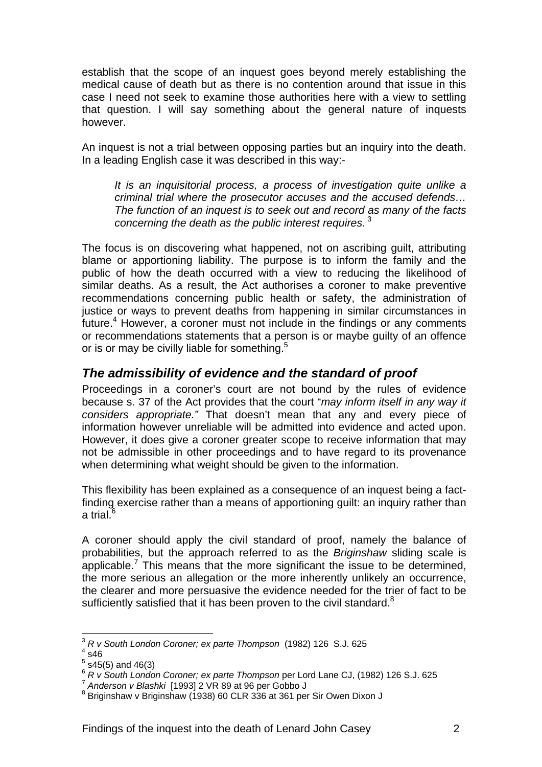establish that the scope of an inquest goes beyond merely establishing the medical cause of death but as there is no contention around that issue in this case I need not seek to examine those authorities here with a view to settling that question. I will say something about the general nature of inquests however.

An inquest is not a trial between opposing parties but an inquiry into the death. In a leading English case it was described in this way:-

> *It is an inquisitorial process, a process of investigation quite unlike a criminal trial where the prosecutor accuses and the accused defends… The function of an inquest is to seek out and record as many of the facts concerning the death as the public interest requires.* [3]

The focus is on discovering what happened, not on ascribing guilt, attributing blame or apportioning liability. The purpose is to inform the family and the public of how the death occurred with a view to reducing the likelihood of similar deaths. As a result, the Act authorises a coroner to make preventive recommendations concerning public health or safety, the administration of justice or ways to prevent deaths from happening in similar circumstances in future.[4] However, a coroner must not include in the findings or any comments or recommendations statements that a person is or maybe guilty of an offence or is or may be civilly liable for something.[5]

## *The admissibility of evidence and the standard of proof*

Proceedings in a coroner's court are not bound by the rules of evidence because s. 37 of the Act provides that the court "*may inform itself in any way it considers appropriate."* That doesn't mean that any and every piece of information however unreliable will be admitted into evidence and acted upon. However, it does give a coroner greater scope to receive information that may not be admissible in other proceedings and to have regard to its provenance when determining what weight should be given to the information.

This flexibility has been explained as a consequence of an inquest being a fact-finding exercise rather than a means of apportioning guilt: an inquiry rather than a trial.[6]

A coroner should apply the civil standard of proof, namely the balance of probabilities, but the approach referred to as the *Briginshaw* sliding scale is applicable.[7] This means that the more significant the issue to be determined, the more serious an allegation or the more inherently unlikely an occurrence, the clearer and more persuasive the evidence needed for the trier of fact to be sufficiently satisfied that it has been proven to the civil standard.[8]

---

[3] *R v South London Coroner; ex parte Thompson* (1982) 126 S.J. 625
[4] s46
[5] s45(5) and 46(3)
[6] *R v South London Coroner; ex parte Thompson* per Lord Lane CJ, (1982) 126 S.J. 625
[7] *Anderson v Blashki* [1993] 2 VR 89 at 96 per Gobbo J
[8] Briginshaw v Briginshaw (1938) 60 CLR 336 at 361 per Sir Owen Dixon J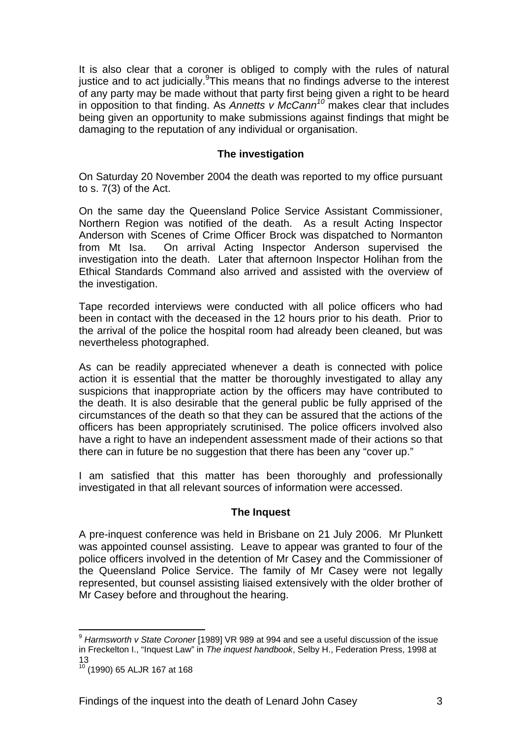It is also clear that a coroner is obliged to comply with the rules of natural justice and to act judicially.[9] This means that no findings adverse to the interest of any party may be made without that party first being given a right to be heard in opposition to that finding. As *Annetts v McCann*[10] makes clear that includes being given an opportunity to make submissions against findings that might be damaging to the reputation of any individual or organisation.

## The investigation

On Saturday 20 November 2004 the death was reported to my office pursuant to s. 7(3) of the Act.

On the same day the Queensland Police Service Assistant Commissioner, Northern Region was notified of the death. As a result Acting Inspector Anderson with Scenes of Crime Officer Brock was dispatched to Normanton from Mt Isa. On arrival Acting Inspector Anderson supervised the investigation into the death. Later that afternoon Inspector Holihan from the Ethical Standards Command also arrived and assisted with the overview of the investigation.

Tape recorded interviews were conducted with all police officers who had been in contact with the deceased in the 12 hours prior to his death. Prior to the arrival of the police the hospital room had already been cleaned, but was nevertheless photographed.

As can be readily appreciated whenever a death is connected with police action it is essential that the matter be thoroughly investigated to allay any suspicions that inappropriate action by the officers may have contributed to the death. It is also desirable that the general public be fully apprised of the circumstances of the death so that they can be assured that the actions of the officers has been appropriately scrutinised. The police officers involved also have a right to have an independent assessment made of their actions so that there can in future be no suggestion that there has been any "cover up."

I am satisfied that this matter has been thoroughly and professionally investigated in that all relevant sources of information were accessed.

## The Inquest

A pre-inquest conference was held in Brisbane on 21 July 2006. Mr Plunkett was appointed counsel assisting. Leave to appear was granted to four of the police officers involved in the detention of Mr Casey and the Commissioner of the Queensland Police Service. The family of Mr Casey were not legally represented, but counsel assisting liaised extensively with the older brother of Mr Casey before and throughout the hearing.

---

[9] *Harmsworth v State Coroner* [1989] VR 989 at 994 and see a useful discussion of the issue in Freckelton I., "Inquest Law" in *The inquest handbook*, Selby H., Federation Press, 1998 at 13

[10] (1990) 65 ALJR 167 at 168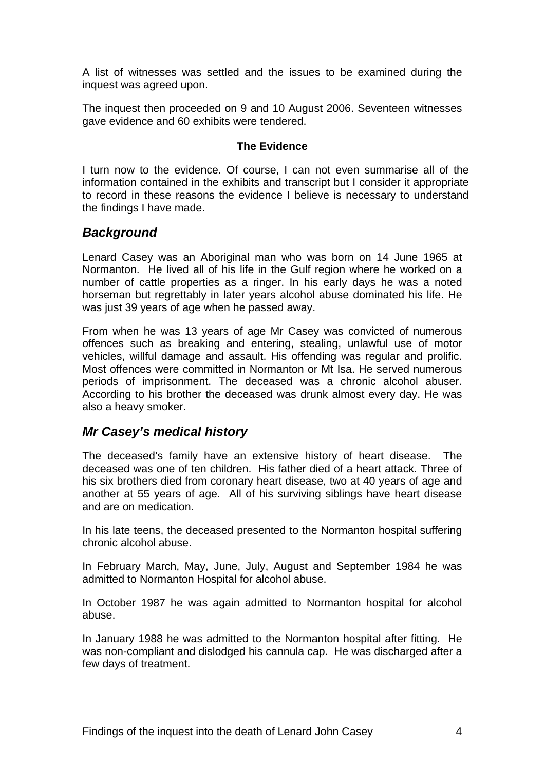A list of witnesses was settled and the issues to be examined during the inquest was agreed upon.

The inquest then proceeded on 9 and 10 August 2006. Seventeen witnesses gave evidence and 60 exhibits were tendered.

**The Evidence**

I turn now to the evidence. Of course, I can not even summarise all of the information contained in the exhibits and transcript but I consider it appropriate to record in these reasons the evidence I believe is necessary to understand the findings I have made.

## *Background*

Lenard Casey was an Aboriginal man who was born on 14 June 1965 at Normanton. He lived all of his life in the Gulf region where he worked on a number of cattle properties as a ringer. In his early days he was a noted horseman but regrettably in later years alcohol abuse dominated his life. He was just 39 years of age when he passed away.

From when he was 13 years of age Mr Casey was convicted of numerous offences such as breaking and entering, stealing, unlawful use of motor vehicles, willful damage and assault. His offending was regular and prolific. Most offences were committed in Normanton or Mt Isa. He served numerous periods of imprisonment. The deceased was a chronic alcohol abuser. According to his brother the deceased was drunk almost every day. He was also a heavy smoker.

## *Mr Casey's medical history*

The deceased's family have an extensive history of heart disease. The deceased was one of ten children. His father died of a heart attack. Three of his six brothers died from coronary heart disease, two at 40 years of age and another at 55 years of age. All of his surviving siblings have heart disease and are on medication.

In his late teens, the deceased presented to the Normanton hospital suffering chronic alcohol abuse.

In February March, May, June, July, August and September 1984 he was admitted to Normanton Hospital for alcohol abuse.

In October 1987 he was again admitted to Normanton hospital for alcohol abuse.

In January 1988 he was admitted to the Normanton hospital after fitting. He was non-compliant and dislodged his cannula cap. He was discharged after a few days of treatment.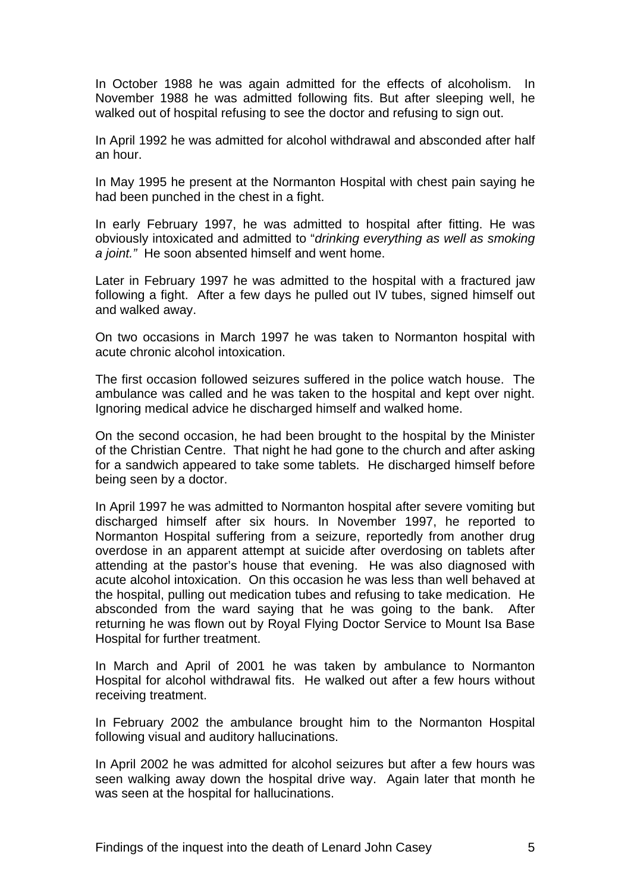In October 1988 he was again admitted for the effects of alcoholism. In November 1988 he was admitted following fits. But after sleeping well, he walked out of hospital refusing to see the doctor and refusing to sign out.

In April 1992 he was admitted for alcohol withdrawal and absconded after half an hour.

In May 1995 he present at the Normanton Hospital with chest pain saying he had been punched in the chest in a fight.

In early February 1997, he was admitted to hospital after fitting. He was obviously intoxicated and admitted to "*drinking everything as well as smoking a joint."* He soon absented himself and went home.

Later in February 1997 he was admitted to the hospital with a fractured jaw following a fight. After a few days he pulled out IV tubes, signed himself out and walked away.

On two occasions in March 1997 he was taken to Normanton hospital with acute chronic alcohol intoxication.

The first occasion followed seizures suffered in the police watch house. The ambulance was called and he was taken to the hospital and kept over night. Ignoring medical advice he discharged himself and walked home.

On the second occasion, he had been brought to the hospital by the Minister of the Christian Centre. That night he had gone to the church and after asking for a sandwich appeared to take some tablets. He discharged himself before being seen by a doctor.

In April 1997 he was admitted to Normanton hospital after severe vomiting but discharged himself after six hours. In November 1997, he reported to Normanton Hospital suffering from a seizure, reportedly from another drug overdose in an apparent attempt at suicide after overdosing on tablets after attending at the pastor's house that evening. He was also diagnosed with acute alcohol intoxication. On this occasion he was less than well behaved at the hospital, pulling out medication tubes and refusing to take medication. He absconded from the ward saying that he was going to the bank. After returning he was flown out by Royal Flying Doctor Service to Mount Isa Base Hospital for further treatment.

In March and April of 2001 he was taken by ambulance to Normanton Hospital for alcohol withdrawal fits. He walked out after a few hours without receiving treatment.

In February 2002 the ambulance brought him to the Normanton Hospital following visual and auditory hallucinations.

In April 2002 he was admitted for alcohol seizures but after a few hours was seen walking away down the hospital drive way. Again later that month he was seen at the hospital for hallucinations.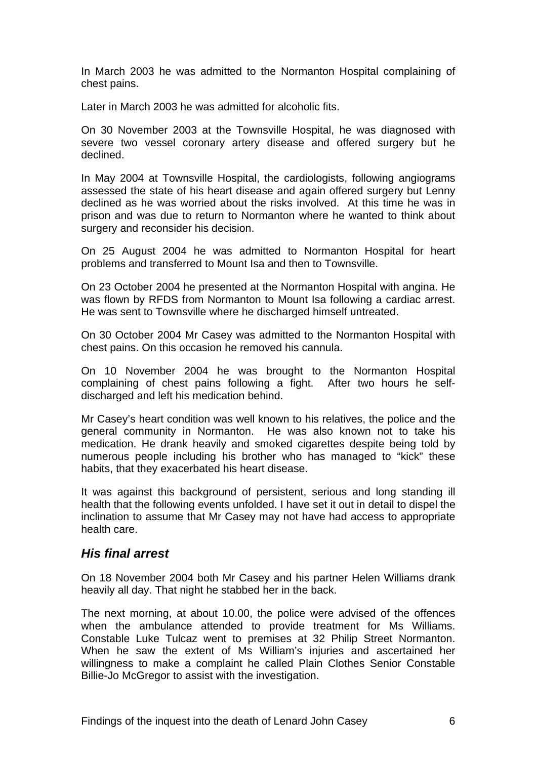In March 2003 he was admitted to the Normanton Hospital complaining of chest pains.

Later in March 2003 he was admitted for alcoholic fits.

On 30 November 2003 at the Townsville Hospital, he was diagnosed with severe two vessel coronary artery disease and offered surgery but he declined.

In May 2004 at Townsville Hospital, the cardiologists, following angiograms assessed the state of his heart disease and again offered surgery but Lenny declined as he was worried about the risks involved. At this time he was in prison and was due to return to Normanton where he wanted to think about surgery and reconsider his decision.

On 25 August 2004 he was admitted to Normanton Hospital for heart problems and transferred to Mount Isa and then to Townsville.

On 23 October 2004 he presented at the Normanton Hospital with angina. He was flown by RFDS from Normanton to Mount Isa following a cardiac arrest. He was sent to Townsville where he discharged himself untreated.

On 30 October 2004 Mr Casey was admitted to the Normanton Hospital with chest pains. On this occasion he removed his cannula.

On 10 November 2004 he was brought to the Normanton Hospital complaining of chest pains following a fight. After two hours he self-discharged and left his medication behind.

Mr Casey's heart condition was well known to his relatives, the police and the general community in Normanton. He was also known not to take his medication. He drank heavily and smoked cigarettes despite being told by numerous people including his brother who has managed to "kick" these habits, that they exacerbated his heart disease.

It was against this background of persistent, serious and long standing ill health that the following events unfolded. I have set it out in detail to dispel the inclination to assume that Mr Casey may not have had access to appropriate health care.

### *His final arrest*

On 18 November 2004 both Mr Casey and his partner Helen Williams drank heavily all day. That night he stabbed her in the back.

The next morning, at about 10.00, the police were advised of the offences when the ambulance attended to provide treatment for Ms Williams. Constable Luke Tulcaz went to premises at 32 Philip Street Normanton. When he saw the extent of Ms William's injuries and ascertained her willingness to make a complaint he called Plain Clothes Senior Constable Billie-Jo McGregor to assist with the investigation.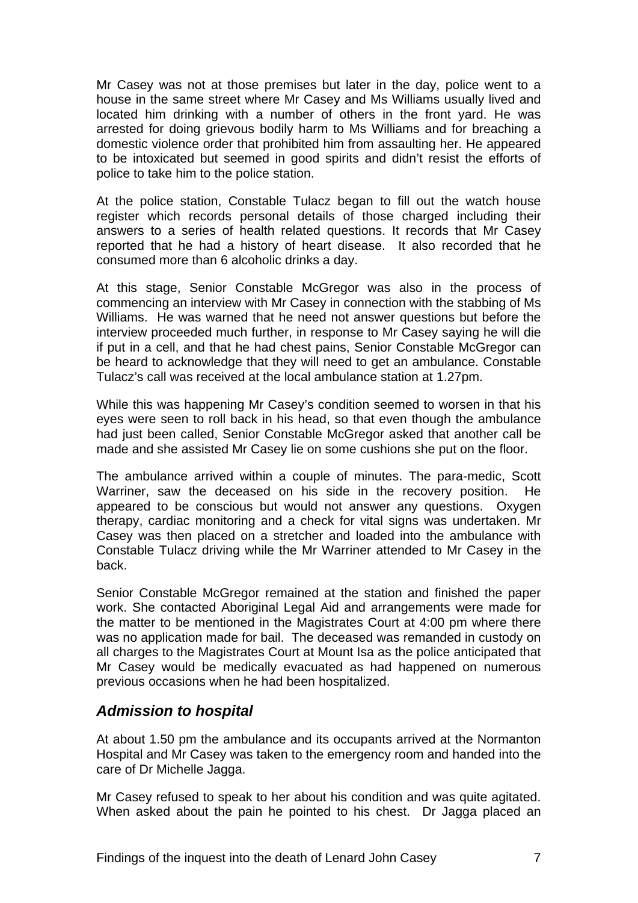Mr Casey was not at those premises but later in the day, police went to a house in the same street where Mr Casey and Ms Williams usually lived and located him drinking with a number of others in the front yard. He was arrested for doing grievous bodily harm to Ms Williams and for breaching a domestic violence order that prohibited him from assaulting her. He appeared to be intoxicated but seemed in good spirits and didn't resist the efforts of police to take him to the police station.

At the police station, Constable Tulacz began to fill out the watch house register which records personal details of those charged including their answers to a series of health related questions. It records that Mr Casey reported that he had a history of heart disease. It also recorded that he consumed more than 6 alcoholic drinks a day.

At this stage, Senior Constable McGregor was also in the process of commencing an interview with Mr Casey in connection with the stabbing of Ms Williams. He was warned that he need not answer questions but before the interview proceeded much further, in response to Mr Casey saying he will die if put in a cell, and that he had chest pains, Senior Constable McGregor can be heard to acknowledge that they will need to get an ambulance. Constable Tulacz's call was received at the local ambulance station at 1.27pm.

While this was happening Mr Casey's condition seemed to worsen in that his eyes were seen to roll back in his head, so that even though the ambulance had just been called, Senior Constable McGregor asked that another call be made and she assisted Mr Casey lie on some cushions she put on the floor.

The ambulance arrived within a couple of minutes. The para-medic, Scott Warriner, saw the deceased on his side in the recovery position. He appeared to be conscious but would not answer any questions. Oxygen therapy, cardiac monitoring and a check for vital signs was undertaken. Mr Casey was then placed on a stretcher and loaded into the ambulance with Constable Tulacz driving while the Mr Warriner attended to Mr Casey in the back.

Senior Constable McGregor remained at the station and finished the paper work. She contacted Aboriginal Legal Aid and arrangements were made for the matter to be mentioned in the Magistrates Court at 4:00 pm where there was no application made for bail. The deceased was remanded in custody on all charges to the Magistrates Court at Mount Isa as the police anticipated that Mr Casey would be medically evacuated as had happened on numerous previous occasions when he had been hospitalized.

## *Admission to hospital*

At about 1.50 pm the ambulance and its occupants arrived at the Normanton Hospital and Mr Casey was taken to the emergency room and handed into the care of Dr Michelle Jagga.

Mr Casey refused to speak to her about his condition and was quite agitated. When asked about the pain he pointed to his chest. Dr Jagga placed an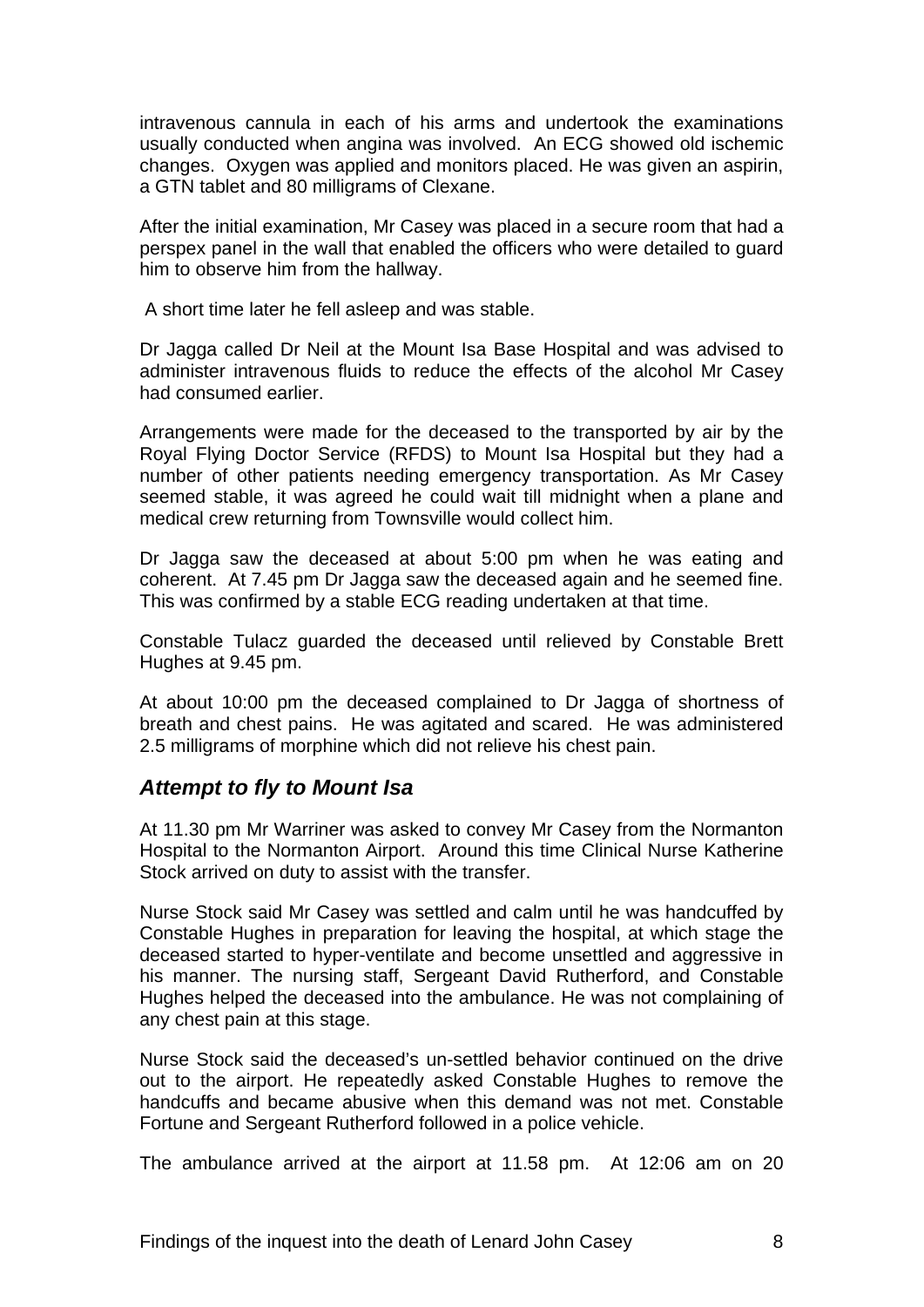intravenous cannula in each of his arms and undertook the examinations usually conducted when angina was involved. An ECG showed old ischemic changes. Oxygen was applied and monitors placed. He was given an aspirin, a GTN tablet and 80 milligrams of Clexane.

After the initial examination, Mr Casey was placed in a secure room that had a perspex panel in the wall that enabled the officers who were detailed to guard him to observe him from the hallway.

A short time later he fell asleep and was stable.

Dr Jagga called Dr Neil at the Mount Isa Base Hospital and was advised to administer intravenous fluids to reduce the effects of the alcohol Mr Casey had consumed earlier.

Arrangements were made for the deceased to the transported by air by the Royal Flying Doctor Service (RFDS) to Mount Isa Hospital but they had a number of other patients needing emergency transportation. As Mr Casey seemed stable, it was agreed he could wait till midnight when a plane and medical crew returning from Townsville would collect him.

Dr Jagga saw the deceased at about 5:00 pm when he was eating and coherent. At 7.45 pm Dr Jagga saw the deceased again and he seemed fine. This was confirmed by a stable ECG reading undertaken at that time.

Constable Tulacz guarded the deceased until relieved by Constable Brett Hughes at 9.45 pm.

At about 10:00 pm the deceased complained to Dr Jagga of shortness of breath and chest pains. He was agitated and scared. He was administered 2.5 milligrams of morphine which did not relieve his chest pain.

### *Attempt to fly to Mount Isa*

At 11.30 pm Mr Warriner was asked to convey Mr Casey from the Normanton Hospital to the Normanton Airport. Around this time Clinical Nurse Katherine Stock arrived on duty to assist with the transfer.

Nurse Stock said Mr Casey was settled and calm until he was handcuffed by Constable Hughes in preparation for leaving the hospital, at which stage the deceased started to hyper-ventilate and become unsettled and aggressive in his manner. The nursing staff, Sergeant David Rutherford, and Constable Hughes helped the deceased into the ambulance. He was not complaining of any chest pain at this stage.

Nurse Stock said the deceased's un-settled behavior continued on the drive out to the airport. He repeatedly asked Constable Hughes to remove the handcuffs and became abusive when this demand was not met. Constable Fortune and Sergeant Rutherford followed in a police vehicle.

The ambulance arrived at the airport at 11.58 pm. At 12:06 am on 20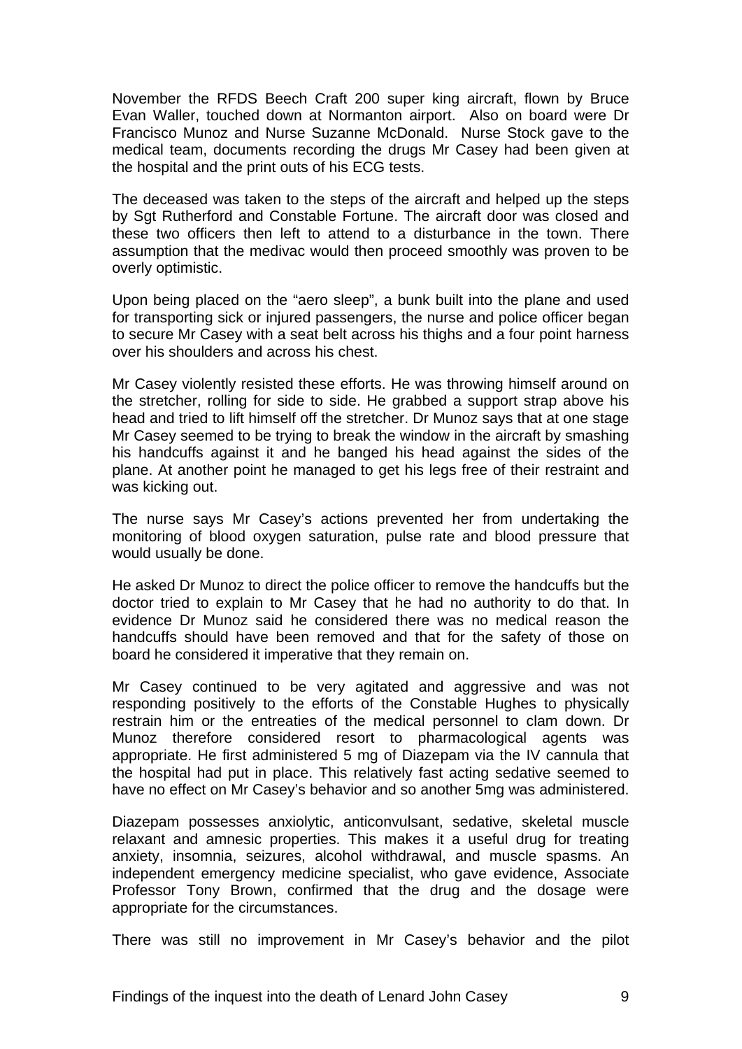November the RFDS Beech Craft 200 super king aircraft, flown by Bruce Evan Waller, touched down at Normanton airport. Also on board were Dr Francisco Munoz and Nurse Suzanne McDonald. Nurse Stock gave to the medical team, documents recording the drugs Mr Casey had been given at the hospital and the print outs of his ECG tests.

The deceased was taken to the steps of the aircraft and helped up the steps by Sgt Rutherford and Constable Fortune. The aircraft door was closed and these two officers then left to attend to a disturbance in the town. There assumption that the medivac would then proceed smoothly was proven to be overly optimistic.

Upon being placed on the "aero sleep", a bunk built into the plane and used for transporting sick or injured passengers, the nurse and police officer began to secure Mr Casey with a seat belt across his thighs and a four point harness over his shoulders and across his chest.

Mr Casey violently resisted these efforts. He was throwing himself around on the stretcher, rolling for side to side. He grabbed a support strap above his head and tried to lift himself off the stretcher. Dr Munoz says that at one stage Mr Casey seemed to be trying to break the window in the aircraft by smashing his handcuffs against it and he banged his head against the sides of the plane. At another point he managed to get his legs free of their restraint and was kicking out.

The nurse says Mr Casey's actions prevented her from undertaking the monitoring of blood oxygen saturation, pulse rate and blood pressure that would usually be done.

He asked Dr Munoz to direct the police officer to remove the handcuffs but the doctor tried to explain to Mr Casey that he had no authority to do that. In evidence Dr Munoz said he considered there was no medical reason the handcuffs should have been removed and that for the safety of those on board he considered it imperative that they remain on.

Mr Casey continued to be very agitated and aggressive and was not responding positively to the efforts of the Constable Hughes to physically restrain him or the entreaties of the medical personnel to clam down. Dr Munoz therefore considered resort to pharmacological agents was appropriate. He first administered 5 mg of Diazepam via the IV cannula that the hospital had put in place. This relatively fast acting sedative seemed to have no effect on Mr Casey's behavior and so another 5mg was administered.

Diazepam possesses anxiolytic, anticonvulsant, sedative, skeletal muscle relaxant and amnesic properties. This makes it a useful drug for treating anxiety, insomnia, seizures, alcohol withdrawal, and muscle spasms. An independent emergency medicine specialist, who gave evidence, Associate Professor Tony Brown, confirmed that the drug and the dosage were appropriate for the circumstances.

There was still no improvement in Mr Casey's behavior and the pilot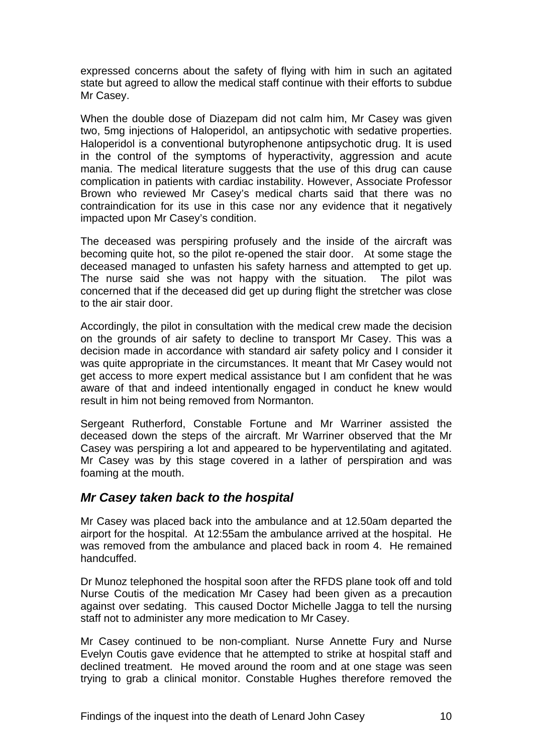expressed concerns about the safety of flying with him in such an agitated state but agreed to allow the medical staff continue with their efforts to subdue Mr Casey.

When the double dose of Diazepam did not calm him, Mr Casey was given two, 5mg injections of Haloperidol, an antipsychotic with sedative properties. Haloperidol is a conventional butyrophenone antipsychotic drug. It is used in the control of the symptoms of hyperactivity, aggression and acute mania. The medical literature suggests that the use of this drug can cause complication in patients with cardiac instability. However, Associate Professor Brown who reviewed Mr Casey's medical charts said that there was no contraindication for its use in this case nor any evidence that it negatively impacted upon Mr Casey's condition.

The deceased was perspiring profusely and the inside of the aircraft was becoming quite hot, so the pilot re-opened the stair door. At some stage the deceased managed to unfasten his safety harness and attempted to get up. The nurse said she was not happy with the situation. The pilot was concerned that if the deceased did get up during flight the stretcher was close to the air stair door.

Accordingly, the pilot in consultation with the medical crew made the decision on the grounds of air safety to decline to transport Mr Casey. This was a decision made in accordance with standard air safety policy and I consider it was quite appropriate in the circumstances. It meant that Mr Casey would not get access to more expert medical assistance but I am confident that he was aware of that and indeed intentionally engaged in conduct he knew would result in him not being removed from Normanton.

Sergeant Rutherford, Constable Fortune and Mr Warriner assisted the deceased down the steps of the aircraft. Mr Warriner observed that the Mr Casey was perspiring a lot and appeared to be hyperventilating and agitated. Mr Casey was by this stage covered in a lather of perspiration and was foaming at the mouth.

### *Mr Casey taken back to the hospital*

Mr Casey was placed back into the ambulance and at 12.50am departed the airport for the hospital. At 12:55am the ambulance arrived at the hospital. He was removed from the ambulance and placed back in room 4. He remained handcuffed.

Dr Munoz telephoned the hospital soon after the RFDS plane took off and told Nurse Coutis of the medication Mr Casey had been given as a precaution against over sedating. This caused Doctor Michelle Jagga to tell the nursing staff not to administer any more medication to Mr Casey.

Mr Casey continued to be non-compliant. Nurse Annette Fury and Nurse Evelyn Coutis gave evidence that he attempted to strike at hospital staff and declined treatment. He moved around the room and at one stage was seen trying to grab a clinical monitor. Constable Hughes therefore removed the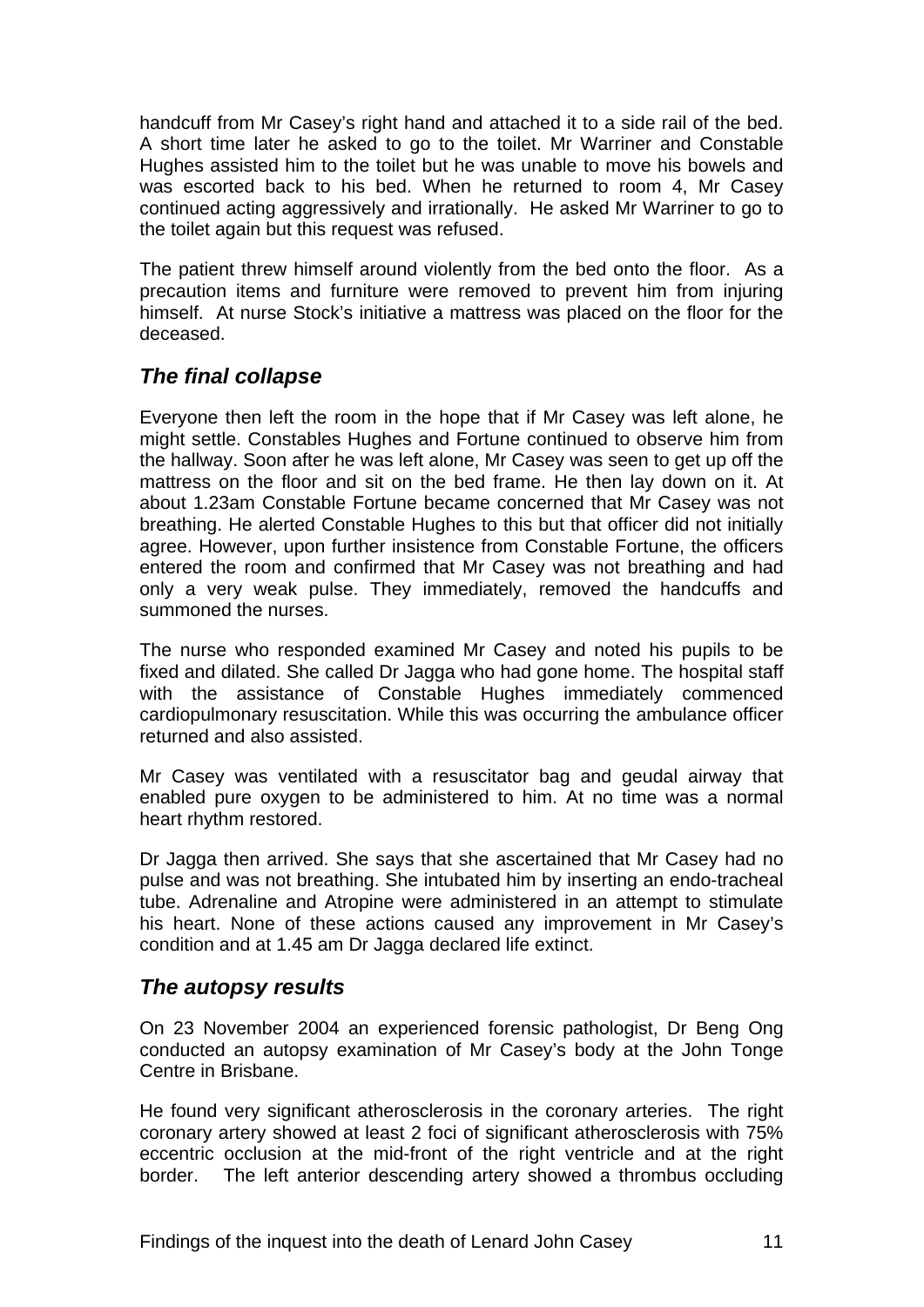handcuff from Mr Casey's right hand and attached it to a side rail of the bed. A short time later he asked to go to the toilet. Mr Warriner and Constable Hughes assisted him to the toilet but he was unable to move his bowels and was escorted back to his bed. When he returned to room 4, Mr Casey continued acting aggressively and irrationally. He asked Mr Warriner to go to the toilet again but this request was refused.

The patient threw himself around violently from the bed onto the floor. As a precaution items and furniture were removed to prevent him from injuring himself. At nurse Stock's initiative a mattress was placed on the floor for the deceased.

### *The final collapse*

Everyone then left the room in the hope that if Mr Casey was left alone, he might settle. Constables Hughes and Fortune continued to observe him from the hallway. Soon after he was left alone, Mr Casey was seen to get up off the mattress on the floor and sit on the bed frame. He then lay down on it. At about 1.23am Constable Fortune became concerned that Mr Casey was not breathing. He alerted Constable Hughes to this but that officer did not initially agree. However, upon further insistence from Constable Fortune, the officers entered the room and confirmed that Mr Casey was not breathing and had only a very weak pulse. They immediately, removed the handcuffs and summoned the nurses.

The nurse who responded examined Mr Casey and noted his pupils to be fixed and dilated. She called Dr Jagga who had gone home. The hospital staff with the assistance of Constable Hughes immediately commenced cardiopulmonary resuscitation. While this was occurring the ambulance officer returned and also assisted.

Mr Casey was ventilated with a resuscitator bag and geudal airway that enabled pure oxygen to be administered to him. At no time was a normal heart rhythm restored.

Dr Jagga then arrived. She says that she ascertained that Mr Casey had no pulse and was not breathing. She intubated him by inserting an endo-tracheal tube. Adrenaline and Atropine were administered in an attempt to stimulate his heart. None of these actions caused any improvement in Mr Casey's condition and at 1.45 am Dr Jagga declared life extinct.

### *The autopsy results*

On 23 November 2004 an experienced forensic pathologist, Dr Beng Ong conducted an autopsy examination of Mr Casey's body at the John Tonge Centre in Brisbane.

He found very significant atherosclerosis in the coronary arteries. The right coronary artery showed at least 2 foci of significant atherosclerosis with 75% eccentric occlusion at the mid-front of the right ventricle and at the right border. The left anterior descending artery showed a thrombus occluding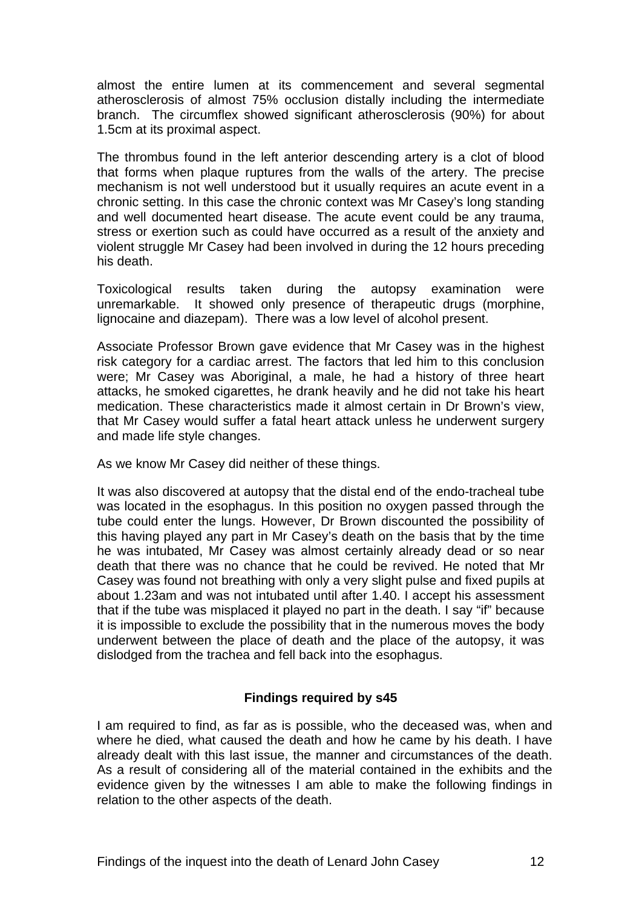almost the entire lumen at its commencement and several segmental atherosclerosis of almost 75% occlusion distally including the intermediate branch. The circumflex showed significant atherosclerosis (90%) for about 1.5cm at its proximal aspect.

The thrombus found in the left anterior descending artery is a clot of blood that forms when plaque ruptures from the walls of the artery. The precise mechanism is not well understood but it usually requires an acute event in a chronic setting. In this case the chronic context was Mr Casey's long standing and well documented heart disease. The acute event could be any trauma, stress or exertion such as could have occurred as a result of the anxiety and violent struggle Mr Casey had been involved in during the 12 hours preceding his death.

Toxicological results taken during the autopsy examination were unremarkable. It showed only presence of therapeutic drugs (morphine, lignocaine and diazepam). There was a low level of alcohol present.

Associate Professor Brown gave evidence that Mr Casey was in the highest risk category for a cardiac arrest. The factors that led him to this conclusion were; Mr Casey was Aboriginal, a male, he had a history of three heart attacks, he smoked cigarettes, he drank heavily and he did not take his heart medication. These characteristics made it almost certain in Dr Brown's view, that Mr Casey would suffer a fatal heart attack unless he underwent surgery and made life style changes.

As we know Mr Casey did neither of these things.

It was also discovered at autopsy that the distal end of the endo-tracheal tube was located in the esophagus. In this position no oxygen passed through the tube could enter the lungs. However, Dr Brown discounted the possibility of this having played any part in Mr Casey's death on the basis that by the time he was intubated, Mr Casey was almost certainly already dead or so near death that there was no chance that he could be revived. He noted that Mr Casey was found not breathing with only a very slight pulse and fixed pupils at about 1.23am and was not intubated until after 1.40. I accept his assessment that if the tube was misplaced it played no part in the death. I say "if" because it is impossible to exclude the possibility that in the numerous moves the body underwent between the place of death and the place of the autopsy, it was dislodged from the trachea and fell back into the esophagus.

## Findings required by s45

I am required to find, as far as is possible, who the deceased was, when and where he died, what caused the death and how he came by his death. I have already dealt with this last issue, the manner and circumstances of the death. As a result of considering all of the material contained in the exhibits and the evidence given by the witnesses I am able to make the following findings in relation to the other aspects of the death.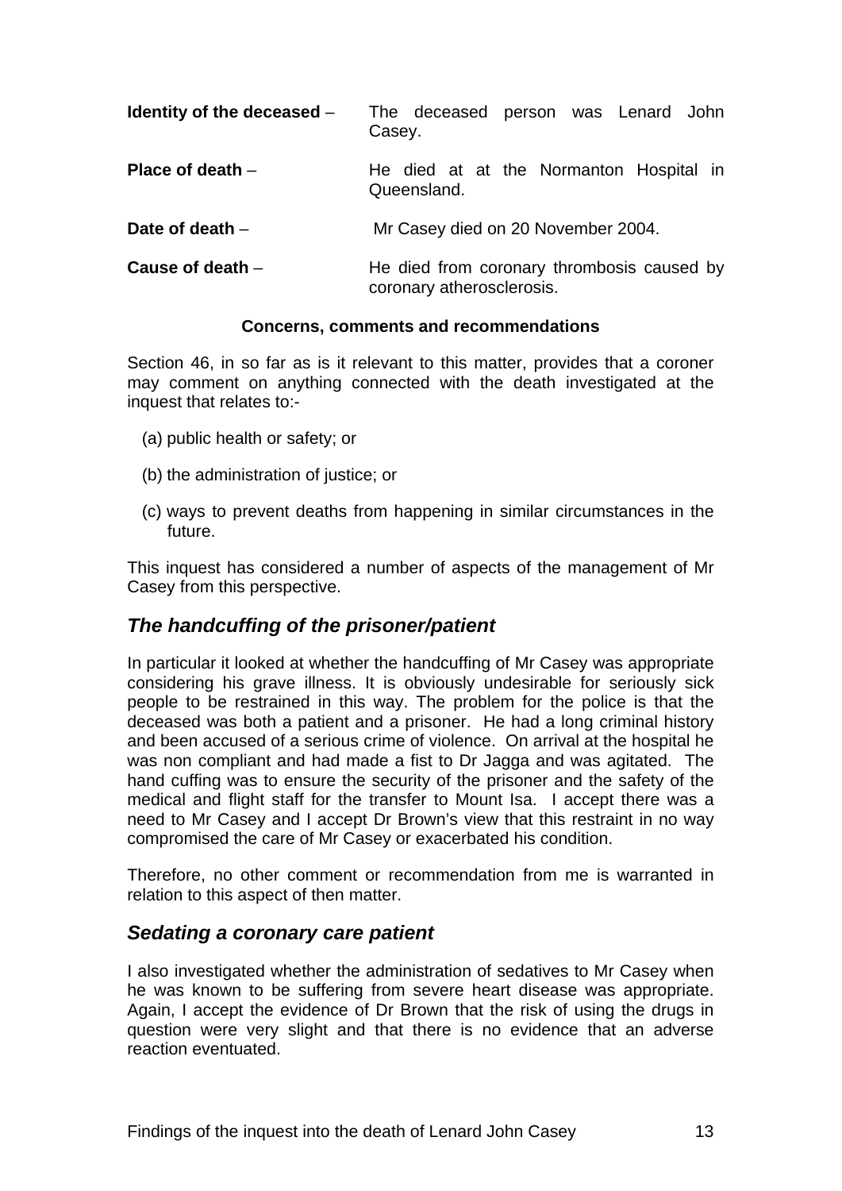**Identity of the deceased** – The deceased person was Lenard John Casey.

**Place of death** – He died at at the Normanton Hospital in Queensland.

**Date of death** – Mr Casey died on 20 November 2004.

**Cause of death** – He died from coronary thrombosis caused by coronary atherosclerosis.

**Concerns, comments and recommendations**

Section 46, in so far as is it relevant to this matter, provides that a coroner may comment on anything connected with the death investigated at the inquest that relates to:-

(a) public health or safety; or

(b) the administration of justice; or

(c) ways to prevent deaths from happening in similar circumstances in the future.

This inquest has considered a number of aspects of the management of Mr Casey from this perspective.

## *The handcuffing of the prisoner/patient*

In particular it looked at whether the handcuffing of Mr Casey was appropriate considering his grave illness. It is obviously undesirable for seriously sick people to be restrained in this way. The problem for the police is that the deceased was both a patient and a prisoner. He had a long criminal history and been accused of a serious crime of violence. On arrival at the hospital he was non compliant and had made a fist to Dr Jagga and was agitated. The hand cuffing was to ensure the security of the prisoner and the safety of the medical and flight staff for the transfer to Mount Isa. I accept there was a need to Mr Casey and I accept Dr Brown's view that this restraint in no way compromised the care of Mr Casey or exacerbated his condition.

Therefore, no other comment or recommendation from me is warranted in relation to this aspect of then matter.

## *Sedating a coronary care patient*

I also investigated whether the administration of sedatives to Mr Casey when he was known to be suffering from severe heart disease was appropriate. Again, I accept the evidence of Dr Brown that the risk of using the drugs in question were very slight and that there is no evidence that an adverse reaction eventuated.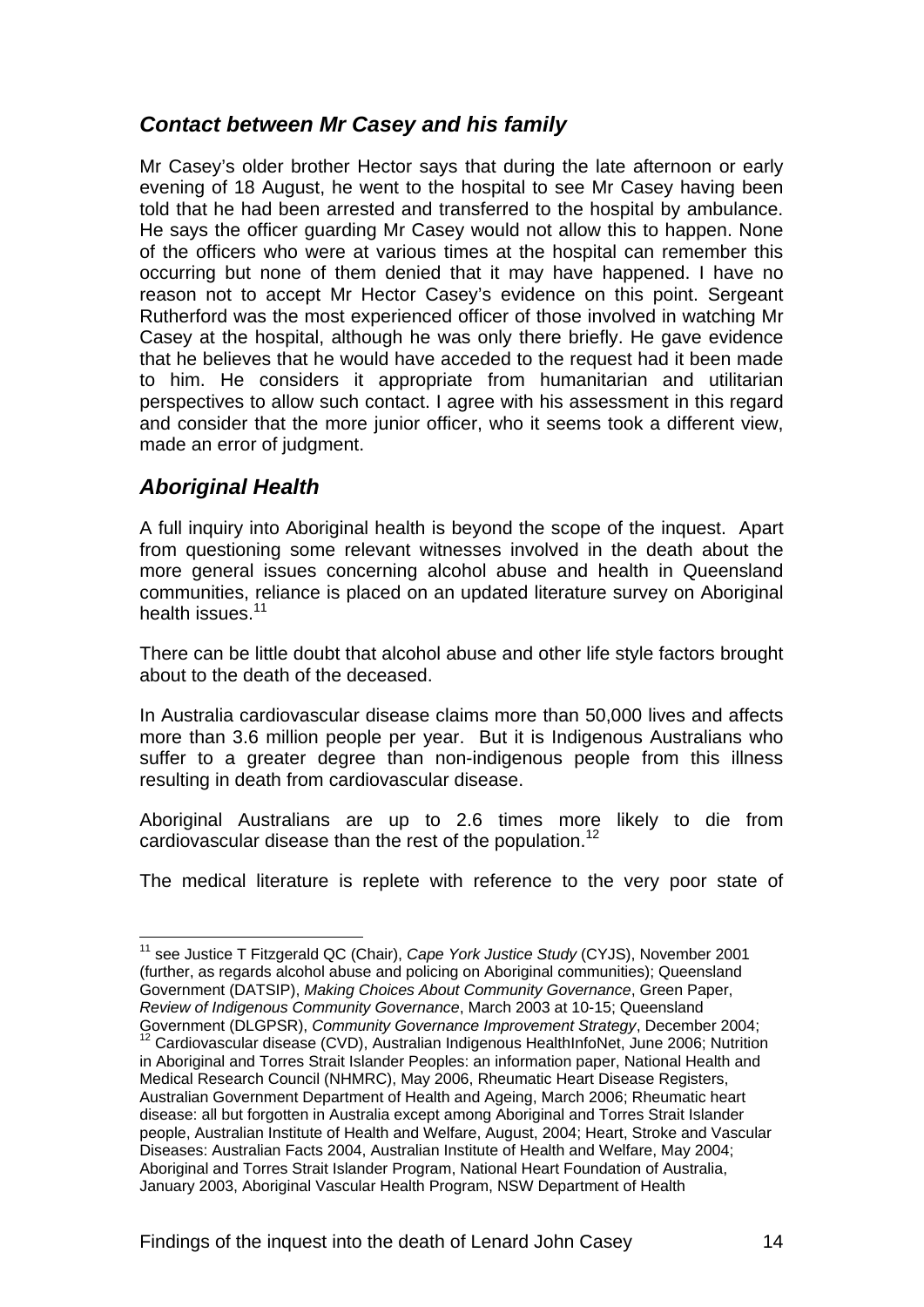## *Contact between Mr Casey and his family*

Mr Casey's older brother Hector says that during the late afternoon or early evening of 18 August, he went to the hospital to see Mr Casey having been told that he had been arrested and transferred to the hospital by ambulance. He says the officer guarding Mr Casey would not allow this to happen. None of the officers who were at various times at the hospital can remember this occurring but none of them denied that it may have happened. I have no reason not to accept Mr Hector Casey's evidence on this point. Sergeant Rutherford was the most experienced officer of those involved in watching Mr Casey at the hospital, although he was only there briefly. He gave evidence that he believes that he would have acceded to the request had it been made to him. He considers it appropriate from humanitarian and utilitarian perspectives to allow such contact. I agree with his assessment in this regard and consider that the more junior officer, who it seems took a different view, made an error of judgment.

## *Aboriginal Health*

A full inquiry into Aboriginal health is beyond the scope of the inquest. Apart from questioning some relevant witnesses involved in the death about the more general issues concerning alcohol abuse and health in Queensland communities, reliance is placed on an updated literature survey on Aboriginal health issues.[11]

There can be little doubt that alcohol abuse and other life style factors brought about to the death of the deceased.

In Australia cardiovascular disease claims more than 50,000 lives and affects more than 3.6 million people per year. But it is Indigenous Australians who suffer to a greater degree than non-indigenous people from this illness resulting in death from cardiovascular disease.

Aboriginal Australians are up to 2.6 times more likely to die from cardiovascular disease than the rest of the population.[12]

The medical literature is replete with reference to the very poor state of

---

[11] see Justice T Fitzgerald QC (Chair), *Cape York Justice Study* (CYJS), November 2001 (further, as regards alcohol abuse and policing on Aboriginal communities); Queensland Government (DATSIP), *Making Choices About Community Governance*, Green Paper, *Review of Indigenous Community Governance*, March 2003 at 10-15; Queensland Government (DLGPSR), *Community Governance Improvement Strategy*, December 2004;

[12] Cardiovascular disease (CVD), Australian Indigenous HealthInfoNet, June 2006; Nutrition in Aboriginal and Torres Strait Islander Peoples: an information paper, National Health and Medical Research Council (NHMRC), May 2006, Rheumatic Heart Disease Registers, Australian Government Department of Health and Ageing, March 2006; Rheumatic heart disease: all but forgotten in Australia except among Aboriginal and Torres Strait Islander people, Australian Institute of Health and Welfare, August, 2004; Heart, Stroke and Vascular Diseases: Australian Facts 2004, Australian Institute of Health and Welfare, May 2004; Aboriginal and Torres Strait Islander Program, National Heart Foundation of Australia, January 2003, Aboriginal Vascular Health Program, NSW Department of Health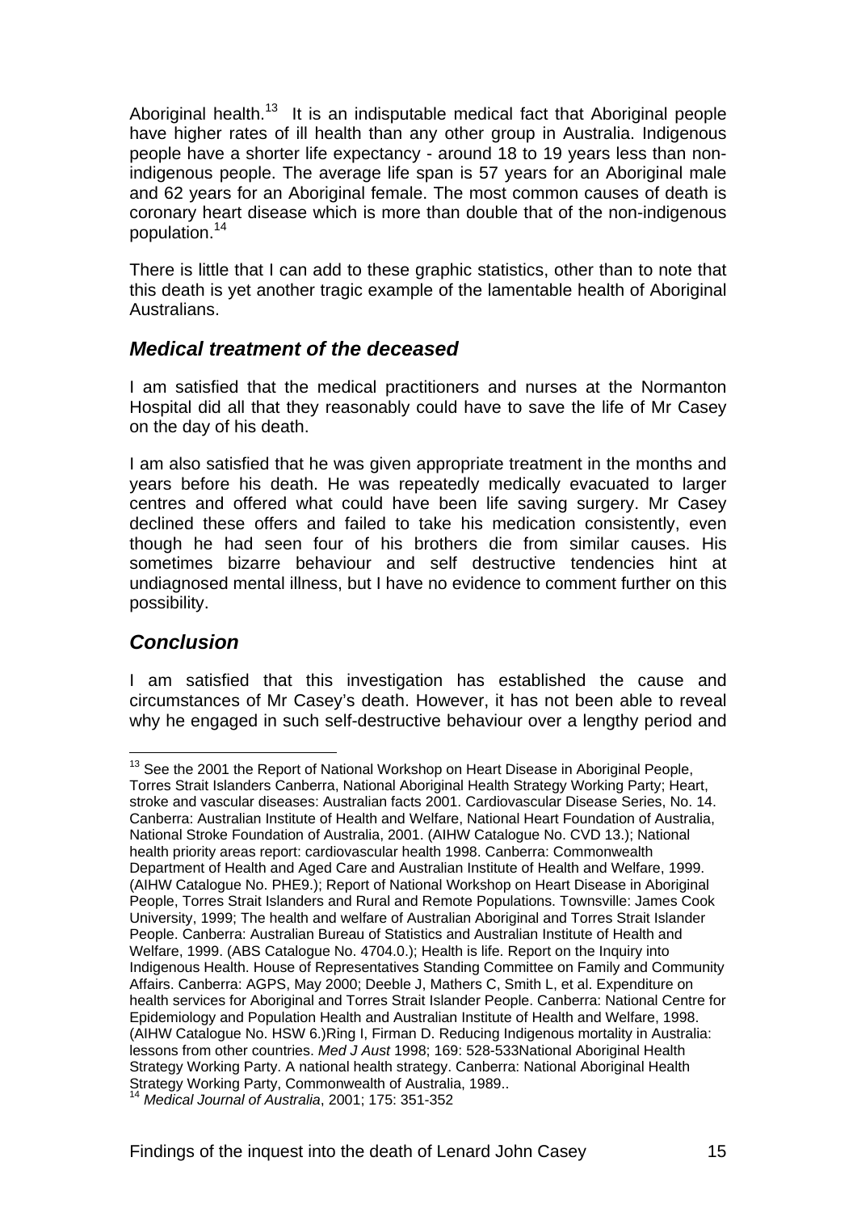Aboriginal health.[13] It is an indisputable medical fact that Aboriginal people have higher rates of ill health than any other group in Australia. Indigenous people have a shorter life expectancy - around 18 to 19 years less than non-indigenous people. The average life span is 57 years for an Aboriginal male and 62 years for an Aboriginal female. The most common causes of death is coronary heart disease which is more than double that of the non-indigenous population.[14]

There is little that I can add to these graphic statistics, other than to note that this death is yet another tragic example of the lamentable health of Aboriginal Australians.

## *Medical treatment of the deceased*

I am satisfied that the medical practitioners and nurses at the Normanton Hospital did all that they reasonably could have to save the life of Mr Casey on the day of his death.

I am also satisfied that he was given appropriate treatment in the months and years before his death. He was repeatedly medically evacuated to larger centres and offered what could have been life saving surgery. Mr Casey declined these offers and failed to take his medication consistently, even though he had seen four of his brothers die from similar causes. His sometimes bizarre behaviour and self destructive tendencies hint at undiagnosed mental illness, but I have no evidence to comment further on this possibility.

## *Conclusion*

I am satisfied that this investigation has established the cause and circumstances of Mr Casey's death. However, it has not been able to reveal why he engaged in such self-destructive behaviour over a lengthy period and

---

[13] See the 2001 the Report of National Workshop on Heart Disease in Aboriginal People, Torres Strait Islanders Canberra, National Aboriginal Health Strategy Working Party; Heart, stroke and vascular diseases: Australian facts 2001. Cardiovascular Disease Series, No. 14. Canberra: Australian Institute of Health and Welfare, National Heart Foundation of Australia, National Stroke Foundation of Australia, 2001. (AIHW Catalogue No. CVD 13.); National health priority areas report: cardiovascular health 1998. Canberra: Commonwealth Department of Health and Aged Care and Australian Institute of Health and Welfare, 1999. (AIHW Catalogue No. PHE9.); Report of National Workshop on Heart Disease in Aboriginal People, Torres Strait Islanders and Rural and Remote Populations. Townsville: James Cook University, 1999; The health and welfare of Australian Aboriginal and Torres Strait Islander People. Canberra: Australian Bureau of Statistics and Australian Institute of Health and Welfare, 1999. (ABS Catalogue No. 4704.0.); Health is life. Report on the Inquiry into Indigenous Health. House of Representatives Standing Committee on Family and Community Affairs. Canberra: AGPS, May 2000; Deeble J, Mathers C, Smith L, et al. Expenditure on health services for Aboriginal and Torres Strait Islander People. Canberra: National Centre for Epidemiology and Population Health and Australian Institute of Health and Welfare, 1998. (AIHW Catalogue No. HSW 6.)Ring I, Firman D. Reducing Indigenous mortality in Australia: lessons from other countries. *Med J Aust* 1998; 169: 528-533National Aboriginal Health Strategy Working Party. A national health strategy. Canberra: National Aboriginal Health Strategy Working Party, Commonwealth of Australia, 1989..

[14] *Medical Journal of Australia*, 2001; 175: 351-352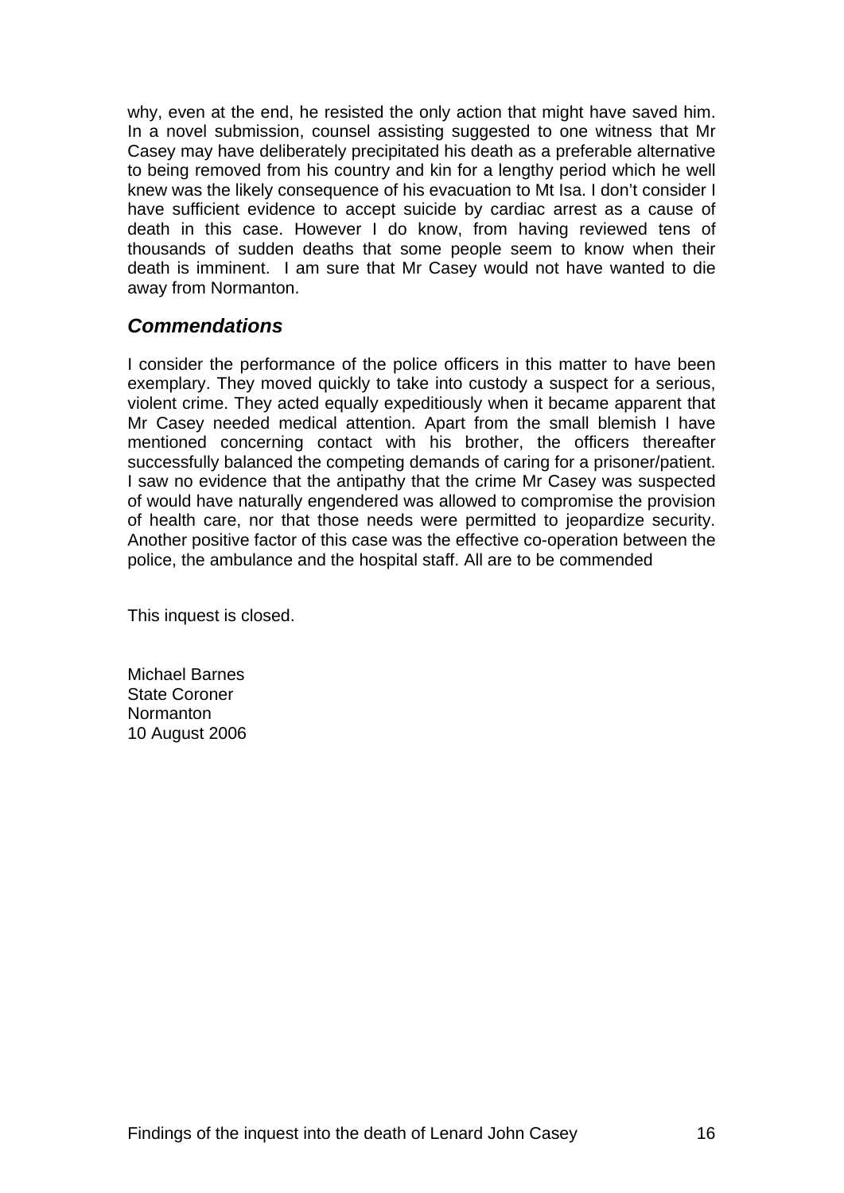why, even at the end, he resisted the only action that might have saved him. In a novel submission, counsel assisting suggested to one witness that Mr Casey may have deliberately precipitated his death as a preferable alternative to being removed from his country and kin for a lengthy period which he well knew was the likely consequence of his evacuation to Mt Isa. I don't consider I have sufficient evidence to accept suicide by cardiac arrest as a cause of death in this case. However I do know, from having reviewed tens of thousands of sudden deaths that some people seem to know when their death is imminent. I am sure that Mr Casey would not have wanted to die away from Normanton.

### *Commendations*

I consider the performance of the police officers in this matter to have been exemplary. They moved quickly to take into custody a suspect for a serious, violent crime. They acted equally expeditiously when it became apparent that Mr Casey needed medical attention. Apart from the small blemish I have mentioned concerning contact with his brother, the officers thereafter successfully balanced the competing demands of caring for a prisoner/patient. I saw no evidence that the antipathy that the crime Mr Casey was suspected of would have naturally engendered was allowed to compromise the provision of health care, nor that those needs were permitted to jeopardize security. Another positive factor of this case was the effective co-operation between the police, the ambulance and the hospital staff. All are to be commended

This inquest is closed.

Michael Barnes
State Coroner
Normanton
10 August 2006